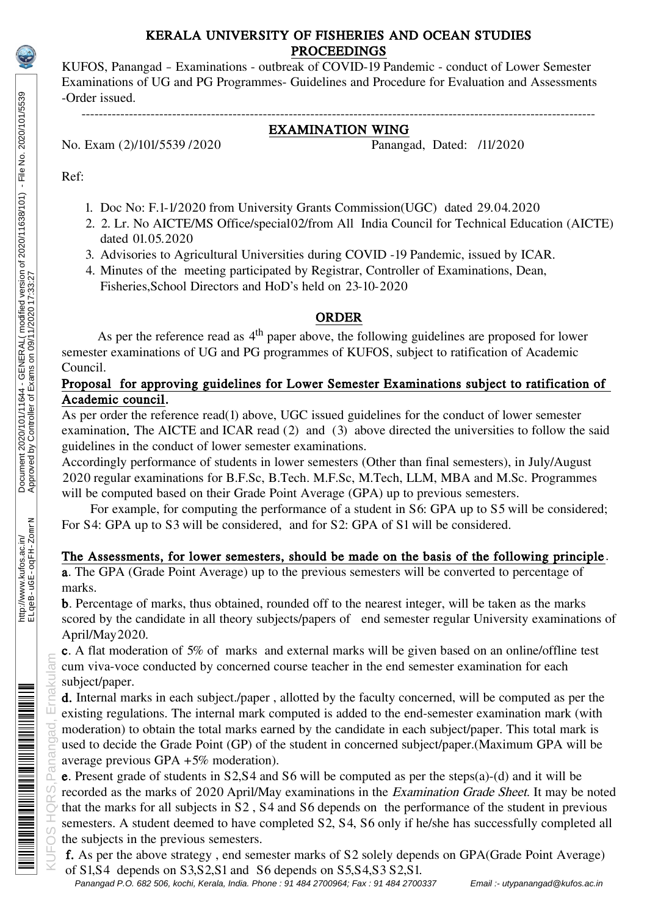# KERALA UNIVERSITY OF FISHERIES AND OCEAN STUDIES

## PROCEEDINGS

KUFOS, Panangad – Examinations - outbreak of COVID-19 Pandemic - conduct of Lower Semester Examinations of UG and PG Programmes- Guidelines and Procedure for Evaluation and Assessments -Order issued.

---

## EXAMINATION WING

No. Exam (2)/101/5539 /2020 Panangad, Dated: /11/2020

Ref:

1. Doc No: F.1-1/2020 from University Grants Commission(UGC) dated 29.04.2020
2. 2. Lr. No AICTE/MS Office/special02/from All India Council for Technical Education (AICTE) dated 01.05.2020
3. Advisories to Agricultural Universities during COVID -19 Pandemic, issued by ICAR.
4. Minutes of the meeting participated by Registrar, Controller of Examinations, Dean, Fisheries,School Directors and HoD's held on 23-10-2020

## ORDER

As per the reference read as 4th paper above, the following guidelines are proposed for lower semester examinations of UG and PG programmes of KUFOS, subject to ratification of Academic Council.

**Proposal for approving guidelines for Lower Semester Examinations subject to ratification of Academic council.**

As per order the reference read(1) above, UGC issued guidelines for the conduct of lower semester examination. The AICTE and ICAR read (2) and (3) above directed the universities to follow the said guidelines in the conduct of lower semester examinations.

Accordingly performance of students in lower semesters (Other than final semesters), in July/August 2020 regular examinations for B.F.Sc, B.Tech. M.F.Sc, M.Tech, LLM, MBA and M.Sc. Programmes will be computed based on their Grade Point Average (GPA) up to previous semesters.

For example, for computing the performance of a student in S6: GPA up to S5 will be considered; For S4: GPA up to S3 will be considered, and for S2: GPA of S1 will be considered.

**The Assessments, for lower semesters, should be made on the basis of the following principle.**

**a**. The GPA (Grade Point Average) up to the previous semesters will be converted to percentage of marks.

**b**. Percentage of marks, thus obtained, rounded off to the nearest integer, will be taken as the marks scored by the candidate in all theory subjects/papers of end semester regular University examinations of April/May2020.

**c**. A flat moderation of 5% of marks and external marks will be given based on an online/offline test cum viva-voce conducted by concerned course teacher in the end semester examination for each subject/paper.

**d.** Internal marks in each subject./paper , allotted by the faculty concerned, will be computed as per the existing regulations. The internal mark computed is added to the end-semester examination mark (with moderation) to obtain the total marks earned by the candidate in each subject/paper. This total mark is used to decide the Grade Point (GP) of the student in concerned subject/paper.(Maximum GPA will be average previous GPA +5% moderation).

**e**. Present grade of students in S2,S4 and S6 will be computed as per the steps(a)-(d) and it will be recorded as the marks of 2020 April/May examinations in the *Examination Grade Sheet*. It may be noted that the marks for all subjects in S2 , S4 and S6 depends on the performance of the student in previous semesters. A student deemed to have completed S2, S4, S6 only if he/she has successfully completed all the subjects in the previous semesters.

**f.** As per the above strategy , end semester marks of S2 solely depends on GPA(Grade Point Average) of S1,S4 depends on S3,S2,S1 and S6 depends on S5,S4,S3 S2,S1.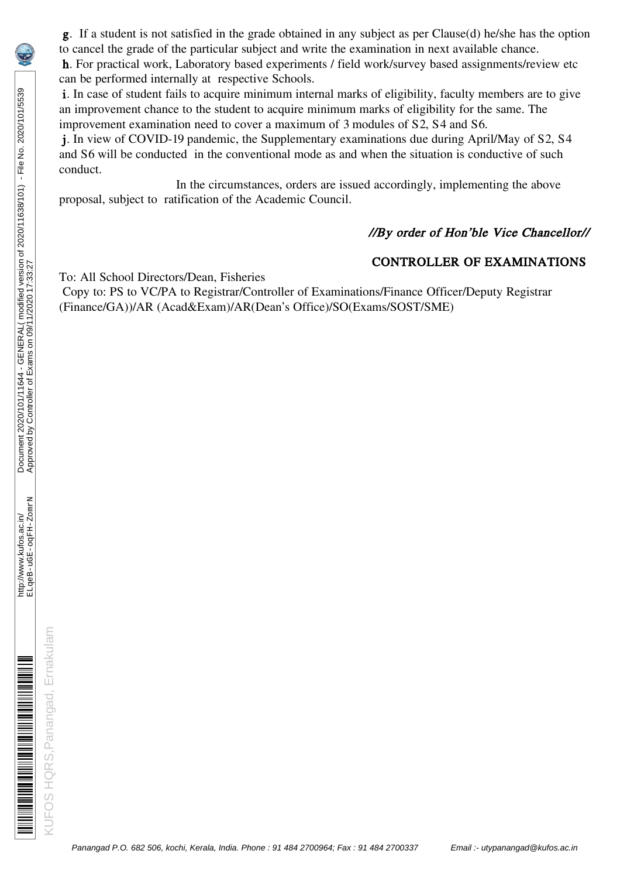**g**. If a student is not satisfied in the grade obtained in any subject as per Clause(d) he/she has the option to cancel the grade of the particular subject and write the examination in next available chance.

**h**. For practical work, Laboratory based experiments / field work/survey based assignments/review etc can be performed internally at respective Schools.

**i**. In case of student fails to acquire minimum internal marks of eligibility, faculty members are to give an improvement chance to the student to acquire minimum marks of eligibility for the same. The improvement examination need to cover a maximum of 3 modules of S2, S4 and S6.

**j**. In view of COVID-19 pandemic, the Supplementary examinations due during April/May of S2, S4 and S6 will be conducted in the conventional mode as and when the situation is conductive of such conduct.

In the circumstances, orders are issued accordingly, implementing the above proposal, subject to ratification of the Academic Council.

*//By order of Hon'ble Vice Chancellor//*

**CONTROLLER OF EXAMINATIONS**

To: All School Directors/Dean, Fisheries

Copy to: PS to VC/PA to Registrar/Controller of Examinations/Finance Officer/Deputy Registrar (Finance/GA))/AR (Acad&Exam)/AR(Dean's Office)/SO(Exams/SOST/SME)